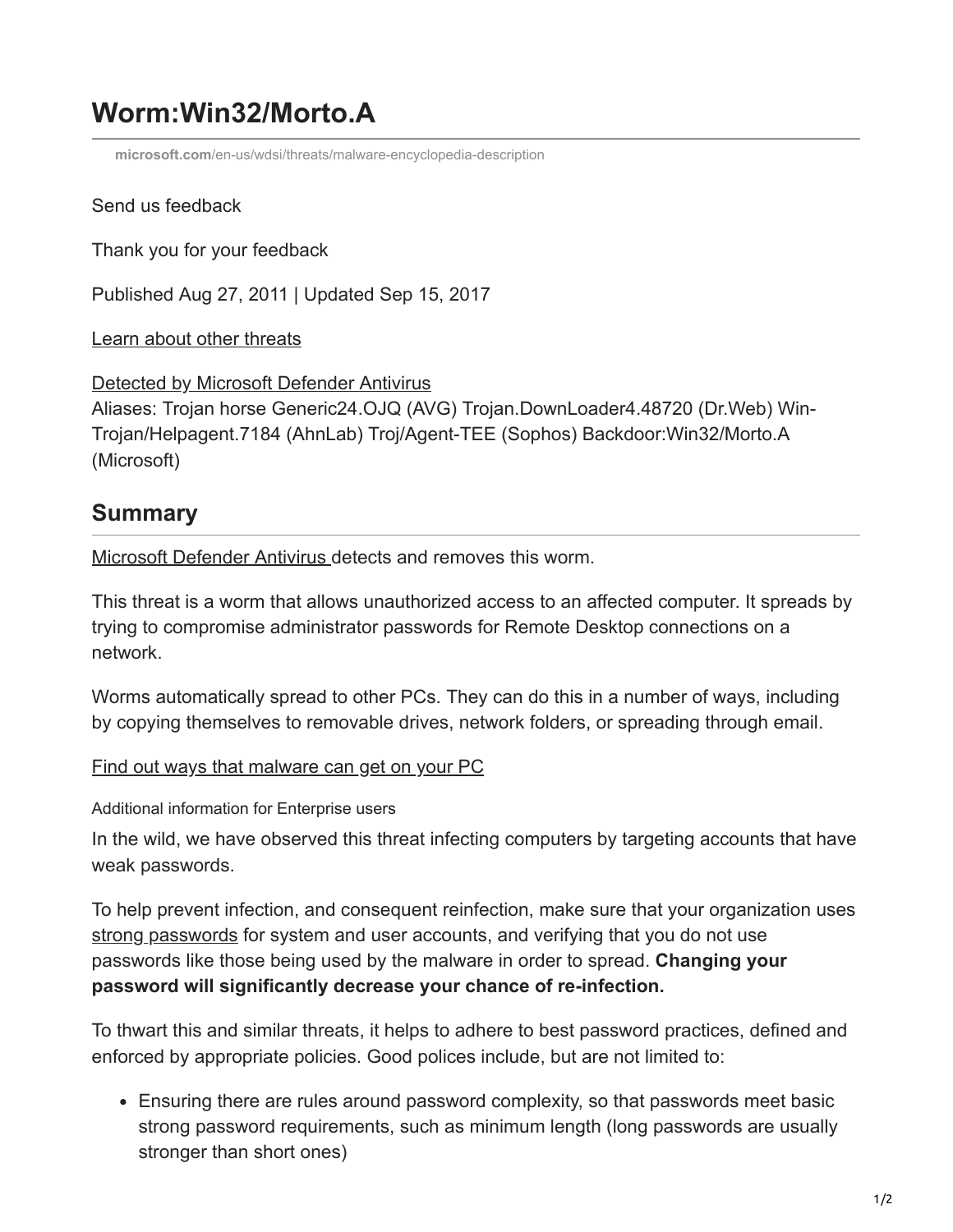# Worm:Win32/Morto.A

microsoft.com/en-us/wdsi/threats/malware-encyclopedia-description

Send us feedback

Thank you for your feedback

Published Aug 27, 2011 | Updated Sep 15, 2017

Learn about other threats

Detected by Microsoft Defender Antivirus
Aliases: Trojan horse Generic24.OJQ (AVG) Trojan.DownLoader4.48720 (Dr.Web) Win-Trojan/Helpagent.7184 (AhnLab) Troj/Agent-TEE (Sophos) Backdoor:Win32/Morto.A (Microsoft)

## Summary

Microsoft Defender Antivirus detects and removes this worm.

This threat is a worm that allows unauthorized access to an affected computer. It spreads by trying to compromise administrator passwords for Remote Desktop connections on a network.

Worms automatically spread to other PCs. They can do this in a number of ways, including by copying themselves to removable drives, network folders, or spreading through email.

Find out ways that malware can get on your PC

Additional information for Enterprise users

In the wild, we have observed this threat infecting computers by targeting accounts that have weak passwords.

To help prevent infection, and consequent reinfection, make sure that your organization uses strong passwords for system and user accounts, and verifying that you do not use passwords like those being used by the malware in order to spread. **Changing your password will significantly decrease your chance of re-infection.**

To thwart this and similar threats, it helps to adhere to best password practices, defined and enforced by appropriate policies. Good polices include, but are not limited to:

- Ensuring there are rules around password complexity, so that passwords meet basic strong password requirements, such as minimum length (long passwords are usually stronger than short ones)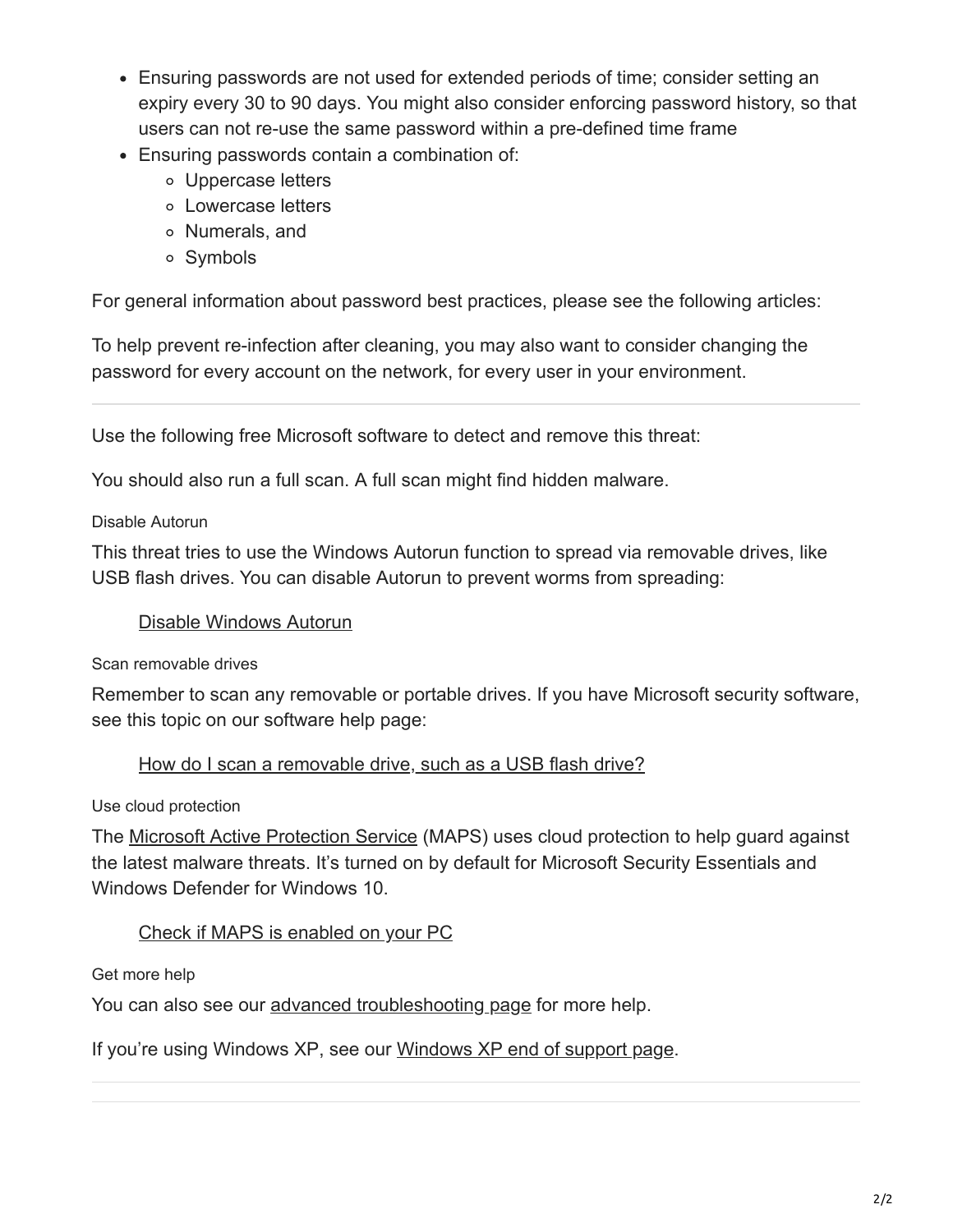- Ensuring passwords are not used for extended periods of time; consider setting an expiry every 30 to 90 days. You might also consider enforcing password history, so that users can not re-use the same password within a pre-defined time frame
- Ensuring passwords contain a combination of:
  - Uppercase letters
  - Lowercase letters
  - Numerals, and
  - Symbols

For general information about password best practices, please see the following articles:

To help prevent re-infection after cleaning, you may also want to consider changing the password for every account on the network, for every user in your environment.

---

Use the following free Microsoft software to detect and remove this threat:

You should also run a full scan. A full scan might find hidden malware.

#### Disable Autorun

This threat tries to use the Windows Autorun function to spread via removable drives, like USB flash drives. You can disable Autorun to prevent worms from spreading:

> Disable Windows Autorun

#### Scan removable drives

Remember to scan any removable or portable drives. If you have Microsoft security software, see this topic on our software help page:

> How do I scan a removable drive, such as a USB flash drive?

#### Use cloud protection

The Microsoft Active Protection Service (MAPS) uses cloud protection to help guard against the latest malware threats. It's turned on by default for Microsoft Security Essentials and Windows Defender for Windows 10.

> Check if MAPS is enabled on your PC

#### Get more help

You can also see our advanced troubleshooting page for more help.

If you're using Windows XP, see our Windows XP end of support page.

---